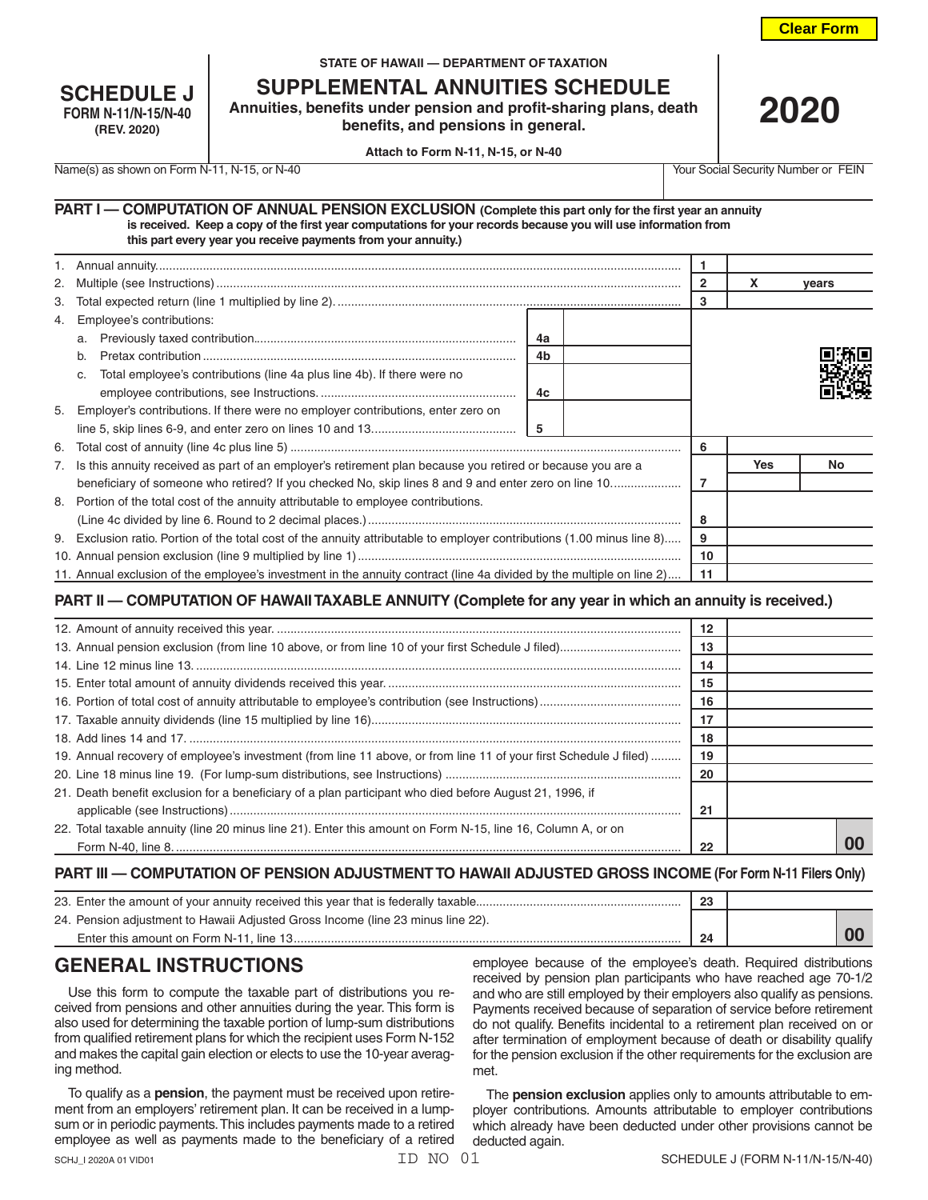Clear Form

**SCHEDULE J**
**FORM N-11/N-15/N-40**
**(REV. 2020)**

**STATE OF HAWAII — DEPARTMENT OF TAXATION**

# SUPPLEMENTAL ANNUITIES SCHEDULE

**Annuities, benefits under pension and profit-sharing plans, death benefits, and pensions in general.**

**Attach to Form N-11, N-15, or N-40**

# 2020

Name(s) as shown on Form N-11, N-15, or N-40 | Your Social Security Number or FEIN

## PART I — COMPUTATION OF ANNUAL PENSION EXCLUSION (Complete this part only for the first year an annuity is received. Keep a copy of the first year computations for your records because you will use information from this part every year you receive payments from your annuity.)

| Line | Description | Line | Amount |
|---|---|---|---|
| 1. | Annual annuity | 1 | |
| 2. | Multiple (see Instructions) | 2 | X years |
| 3. | Total expected return (line 1 multiplied by line 2). | 3 | |
| 4. | Employee's contributions: | | |
| | a. Previously taxed contribution | 4a | |
| | b. Pretax contribution | 4b | |
| | c. Total employee's contributions (line 4a plus line 4b). If there were no employee contributions, see Instructions. | 4c | |
| 5. | Employer's contributions. If there were no employer contributions, enter zero on line 5, skip lines 6-9, and enter zero on lines 10 and 13. | 5 | |
| 6. | Total cost of annuity (line 4c plus line 5) | 6 | |
| 7. | Is this annuity received as part of an employer's retirement plan because you retired or because you are a beneficiary of someone who retired? If you checked No, skip lines 8 and 9 and enter zero on line 10. | 7 | Yes / No |
| 8. | Portion of the total cost of the annuity attributable to employee contributions. (Line 4c divided by line 6. Round to 2 decimal places.) | 8 | |
| 9. | Exclusion ratio. Portion of the total cost of the annuity attributable to employer contributions (1.00 minus line 8) | 9 | |
| 10. | Annual pension exclusion (line 9 multiplied by line 1) | 10 | |
| 11. | Annual exclusion of the employee's investment in the annuity contract (line 4a divided by the multiple on line 2) | 11 | |

## PART II — COMPUTATION OF HAWAII TAXABLE ANNUITY (Complete for any year in which an annuity is received.)

| Line | Description | Line | Amount |
|---|---|---|---|
| 12. | Amount of annuity received this year. | 12 | |
| 13. | Annual pension exclusion (from line 10 above, or from line 10 of your first Schedule J filed) | 13 | |
| 14. | Line 12 minus line 13. | 14 | |
| 15. | Enter total amount of annuity dividends received this year. | 15 | |
| 16. | Portion of total cost of annuity attributable to employee's contribution (see Instructions) | 16 | |
| 17. | Taxable annuity dividends (line 15 multiplied by line 16) | 17 | |
| 18. | Add lines 14 and 17. | 18 | |
| 19. | Annual recovery of employee's investment (from line 11 above, or from line 11 of your first Schedule J filed) | 19 | |
| 20. | Line 18 minus line 19. (For lump-sum distributions, see Instructions) | 20 | |
| 21. | Death benefit exclusion for a beneficiary of a plan participant who died before August 21, 1996, if applicable (see Instructions) | 21 | |
| 22. | Total taxable annuity (line 20 minus line 21). Enter this amount on Form N-15, line 16, Column A, or on Form N-40, line 8. | 22 | 00 |

## PART III — COMPUTATION OF PENSION ADJUSTMENT TO HAWAII ADJUSTED GROSS INCOME (For Form N-11 Filers Only)

| Line | Description | Line | Amount |
|---|---|---|---|
| 23. | Enter the amount of your annuity received this year that is federally taxable | 23 | |
| 24. | Pension adjustment to Hawaii Adjusted Gross Income (line 23 minus line 22). Enter this amount on Form N-11, line 13 | 24 | 00 |

## GENERAL INSTRUCTIONS

Use this form to compute the taxable part of distributions you received from pensions and other annuities during the year. This form is also used for determining the taxable portion of lump-sum distributions from qualified retirement plans for which the recipient uses Form N-152 and makes the capital gain election or elects to use the 10-year averaging method.

To qualify as a **pension**, the payment must be received upon retirement from an employers' retirement plan. It can be received in a lump-sum or in periodic payments. This includes payments made to a retired employee as well as payments made to the beneficiary of a retired employee because of the employee's death. Required distributions received by pension plan participants who have reached age 70-1/2 and who are still employed by their employers also qualify as pensions. Payments received because of separation of service before retirement do not qualify. Benefits incidental to a retirement plan received on or after termination of employment because of death or disability qualify for the pension exclusion if the other requirements for the exclusion are met.

The **pension exclusion** applies only to amounts attributable to employer contributions. Amounts attributable to employer contributions which already have been deducted under other provisions cannot be deducted again.

ID NO 01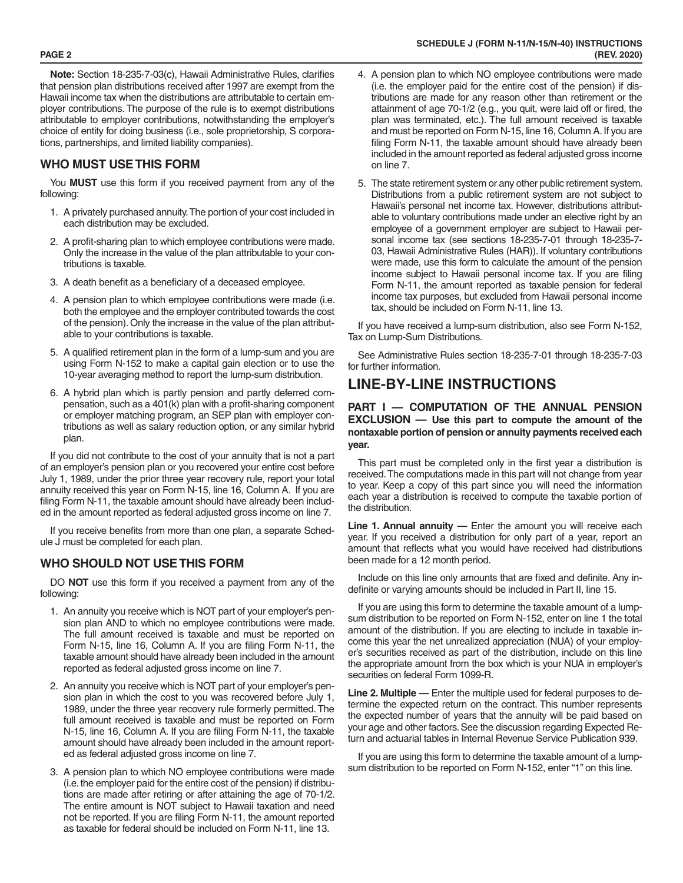**Note:** Section 18-235-7-03(c), Hawaii Administrative Rules, clarifies that pension plan distributions received after 1997 are exempt from the Hawaii income tax when the distributions are attributable to certain employer contributions. The purpose of the rule is to exempt distributions attributable to employer contributions, notwithstanding the employer's choice of entity for doing business (i.e., sole proprietorship, S corporations, partnerships, and limited liability companies).

## WHO MUST USE THIS FORM

You **MUST** use this form if you received payment from any of the following:

1. A privately purchased annuity. The portion of your cost included in each distribution may be excluded.
2. A profit-sharing plan to which employee contributions were made. Only the increase in the value of the plan attributable to your contributions is taxable.
3. A death benefit as a beneficiary of a deceased employee.
4. A pension plan to which employee contributions were made (i.e. both the employee and the employer contributed towards the cost of the pension). Only the increase in the value of the plan attributable to your contributions is taxable.
5. A qualified retirement plan in the form of a lump-sum and you are using Form N-152 to make a capital gain election or to use the 10-year averaging method to report the lump-sum distribution.
6. A hybrid plan which is partly pension and partly deferred compensation, such as a 401(k) plan with a profit-sharing component or employer matching program, an SEP plan with employer contributions as well as salary reduction option, or any similar hybrid plan.

If you did not contribute to the cost of your annuity that is not a part of an employer's pension plan or you recovered your entire cost before July 1, 1989, under the prior three year recovery rule, report your total annuity received this year on Form N-15, line 16, Column A. If you are filing Form N-11, the taxable amount should have already been included in the amount reported as federal adjusted gross income on line 7.

If you receive benefits from more than one plan, a separate Schedule J must be completed for each plan.

## WHO SHOULD NOT USE THIS FORM

DO **NOT** use this form if you received a payment from any of the following:

1. An annuity you receive which is NOT part of your employer's pension plan AND to which no employee contributions were made. The full amount received is taxable and must be reported on Form N-15, line 16, Column A. If you are filing Form N-11, the taxable amount should have already been included in the amount reported as federal adjusted gross income on line 7.
2. An annuity you receive which is NOT part of your employer's pension plan in which the cost to you was recovered before July 1, 1989, under the three year recovery rule formerly permitted. The full amount received is taxable and must be reported on Form N-15, line 16, Column A. If you are filing Form N-11, the taxable amount should have already been included in the amount reported as federal adjusted gross income on line 7.
3. A pension plan to which NO employee contributions were made (i.e. the employer paid for the entire cost of the pension) if distributions are made after retiring or after attaining the age of 70-1/2. The entire amount is NOT subject to Hawaii taxation and need not be reported. If you are filing Form N-11, the amount reported as taxable for federal should be included on Form N-11, line 13.
4. A pension plan to which NO employee contributions were made (i.e. the employer paid for the entire cost of the pension) if distributions are made for any reason other than retirement or the attainment of age 70-1/2 (e.g., you quit, were laid off or fired, the plan was terminated, etc.). The full amount received is taxable and must be reported on Form N-15, line 16, Column A. If you are filing Form N-11, the taxable amount should have already been included in the amount reported as federal adjusted gross income on line 7.
5. The state retirement system or any other public retirement system. Distributions from a public retirement system are not subject to Hawaii's personal net income tax. However, distributions attributable to voluntary contributions made under an elective right by an employee of a government employer are subject to Hawaii personal income tax (see sections 18-235-7-01 through 18-235-7-03, Hawaii Administrative Rules (HAR)). If voluntary contributions were made, use this form to calculate the amount of the pension income subject to Hawaii personal income tax. If you are filing Form N-11, the amount reported as taxable pension for federal income tax purposes, but excluded from Hawaii personal income tax, should be included on Form N-11, line 13.

If you have received a lump-sum distribution, also see Form N-152, Tax on Lump-Sum Distributions.

See Administrative Rules section 18-235-7-01 through 18-235-7-03 for further information.

# LINE-BY-LINE INSTRUCTIONS

### PART I — COMPUTATION OF THE ANNUAL PENSION EXCLUSION — Use this part to compute the amount of the nontaxable portion of pension or annuity payments received each year.

This part must be completed only in the first year a distribution is received. The computations made in this part will not change from year to year. Keep a copy of this part since you will need the information each year a distribution is received to compute the taxable portion of the distribution.

**Line 1. Annual annuity —** Enter the amount you will receive each year. If you received a distribution for only part of a year, report an amount that reflects what you would have received had distributions been made for a 12 month period.

Include on this line only amounts that are fixed and definite. Any indefinite or varying amounts should be included in Part II, line 15.

If you are using this form to determine the taxable amount of a lump-sum distribution to be reported on Form N-152, enter on line 1 the total amount of the distribution. If you are electing to include in taxable income this year the net unrealized appreciation (NUA) of your employer's securities received as part of the distribution, include on this line the appropriate amount from the box which is your NUA in employer's securities on federal Form 1099-R.

**Line 2. Multiple —** Enter the multiple used for federal purposes to determine the expected return on the contract. This number represents the expected number of years that the annuity will be paid based on your age and other factors. See the discussion regarding Expected Return and actuarial tables in Internal Revenue Service Publication 939.

If you are using this form to determine the taxable amount of a lump-sum distribution to be reported on Form N-152, enter "1" on this line.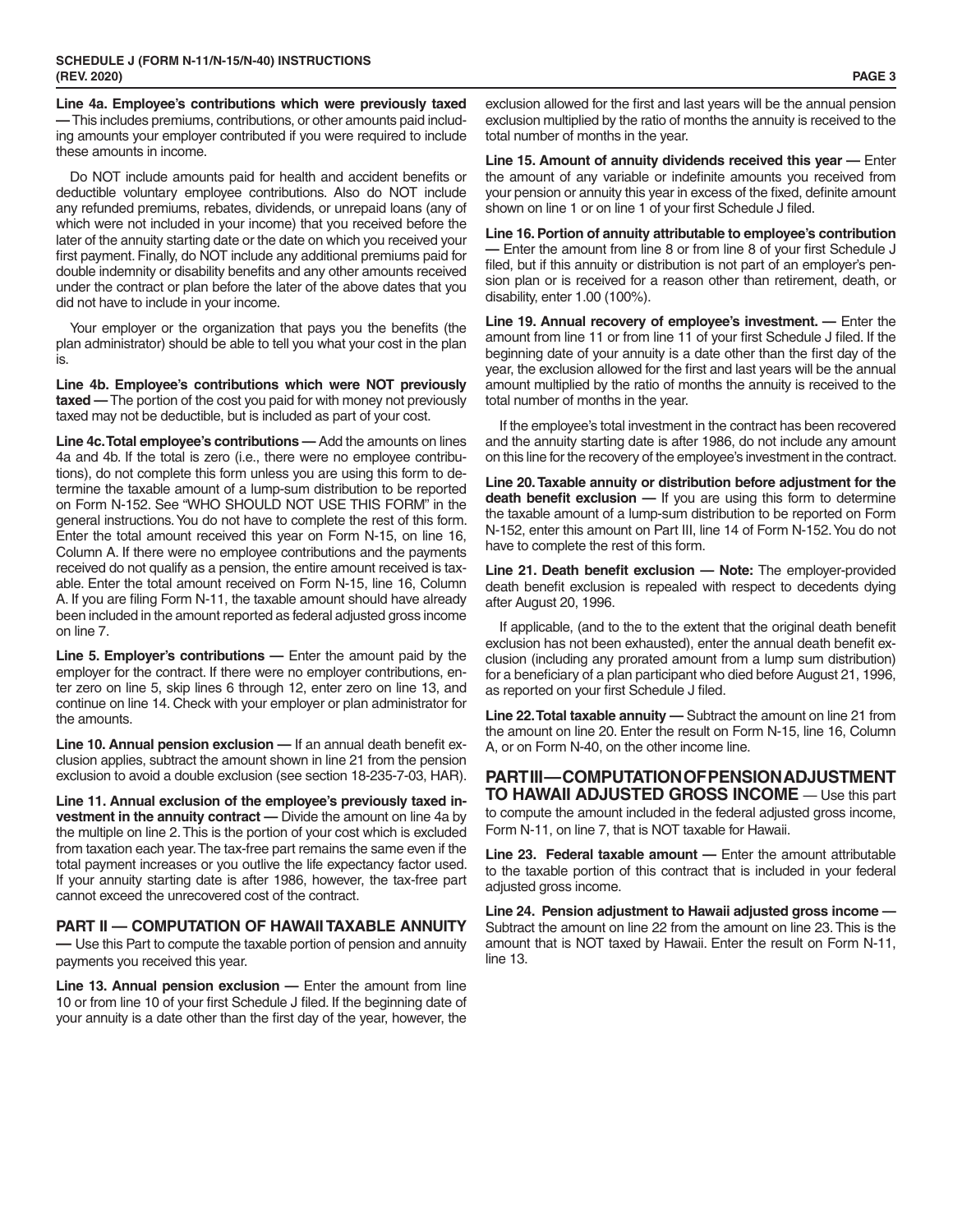**Line 4a. Employee's contributions which were previously taxed —** This includes premiums, contributions, or other amounts paid including amounts your employer contributed if you were required to include these amounts in income.

Do NOT include amounts paid for health and accident benefits or deductible voluntary employee contributions. Also do NOT include any refunded premiums, rebates, dividends, or unrepaid loans (any of which were not included in your income) that you received before the later of the annuity starting date or the date on which you received your first payment. Finally, do NOT include any additional premiums paid for double indemnity or disability benefits and any other amounts received under the contract or plan before the later of the above dates that you did not have to include in your income.

Your employer or the organization that pays you the benefits (the plan administrator) should be able to tell you what your cost in the plan is.

**Line 4b. Employee's contributions which were NOT previously taxed —** The portion of the cost you paid for with money not previously taxed may not be deductible, but is included as part of your cost.

**Line 4c. Total employee's contributions —** Add the amounts on lines 4a and 4b. If the total is zero (i.e., there were no employee contributions), do not complete this form unless you are using this form to determine the taxable amount of a lump-sum distribution to be reported on Form N-152. See "WHO SHOULD NOT USE THIS FORM" in the general instructions. You do not have to complete the rest of this form. Enter the total amount received this year on Form N-15, on line 16, Column A. If there were no employee contributions and the payments received do not qualify as a pension, the entire amount received is taxable. Enter the total amount received on Form N-15, line 16, Column A. If you are filing Form N-11, the taxable amount should have already been included in the amount reported as federal adjusted gross income on line 7.

**Line 5. Employer's contributions —** Enter the amount paid by the employer for the contract. If there were no employer contributions, enter zero on line 5, skip lines 6 through 12, enter zero on line 13, and continue on line 14. Check with your employer or plan administrator for the amounts.

**Line 10. Annual pension exclusion —** If an annual death benefit exclusion applies, subtract the amount shown in line 21 from the pension exclusion to avoid a double exclusion (see section 18-235-7-03, HAR).

**Line 11. Annual exclusion of the employee's previously taxed investment in the annuity contract —** Divide the amount on line 4a by the multiple on line 2. This is the portion of your cost which is excluded from taxation each year. The tax-free part remains the same even if the total payment increases or you outlive the life expectancy factor used. If your annuity starting date is after 1986, however, the tax-free part cannot exceed the unrecovered cost of the contract.

## PART II — COMPUTATION OF HAWAII TAXABLE ANNUITY

**—** Use this Part to compute the taxable portion of pension and annuity payments you received this year.

**Line 13. Annual pension exclusion —** Enter the amount from line 10 or from line 10 of your first Schedule J filed. If the beginning date of your annuity is a date other than the first day of the year, however, the exclusion allowed for the first and last years will be the annual pension exclusion multiplied by the ratio of months the annuity is received to the total number of months in the year.

**Line 15. Amount of annuity dividends received this year —** Enter the amount of any variable or indefinite amounts you received from your pension or annuity this year in excess of the fixed, definite amount shown on line 1 or on line 1 of your first Schedule J filed.

**Line 16. Portion of annuity attributable to employee's contribution —** Enter the amount from line 8 or from line 8 of your first Schedule J filed, but if this annuity or distribution is not part of an employer's pension plan or is received for a reason other than retirement, death, or disability, enter 1.00 (100%).

**Line 19. Annual recovery of employee's investment. —** Enter the amount from line 11 or from line 11 of your first Schedule J filed. If the beginning date of your annuity is a date other than the first day of the year, the exclusion allowed for the first and last years will be the annual amount multiplied by the ratio of months the annuity is received to the total number of months in the year.

If the employee's total investment in the contract has been recovered and the annuity starting date is after 1986, do not include any amount on this line for the recovery of the employee's investment in the contract.

**Line 20. Taxable annuity or distribution before adjustment for the death benefit exclusion —** If you are using this form to determine the taxable amount of a lump-sum distribution to be reported on Form N-152, enter this amount on Part III, line 14 of Form N-152. You do not have to complete the rest of this form.

**Line 21. Death benefit exclusion — Note:** The employer-provided death benefit exclusion is repealed with respect to decedents dying after August 20, 1996.

If applicable, (and to the to the extent that the original death benefit exclusion has not been exhausted), enter the annual death benefit exclusion (including any prorated amount from a lump sum distribution) for a beneficiary of a plan participant who died before August 21, 1996, as reported on your first Schedule J filed.

**Line 22. Total taxable annuity —** Subtract the amount on line 21 from the amount on line 20. Enter the result on Form N-15, line 16, Column A, or on Form N-40, on the other income line.

## PART III — COMPUTATION OF PENSION ADJUSTMENT TO HAWAII ADJUSTED GROSS INCOME

— Use this part to compute the amount included in the federal adjusted gross income, Form N-11, on line 7, that is NOT taxable for Hawaii.

**Line 23. Federal taxable amount —** Enter the amount attributable to the taxable portion of this contract that is included in your federal adjusted gross income.

**Line 24. Pension adjustment to Hawaii adjusted gross income —** Subtract the amount on line 22 from the amount on line 23. This is the amount that is NOT taxed by Hawaii. Enter the result on Form N-11, line 13.